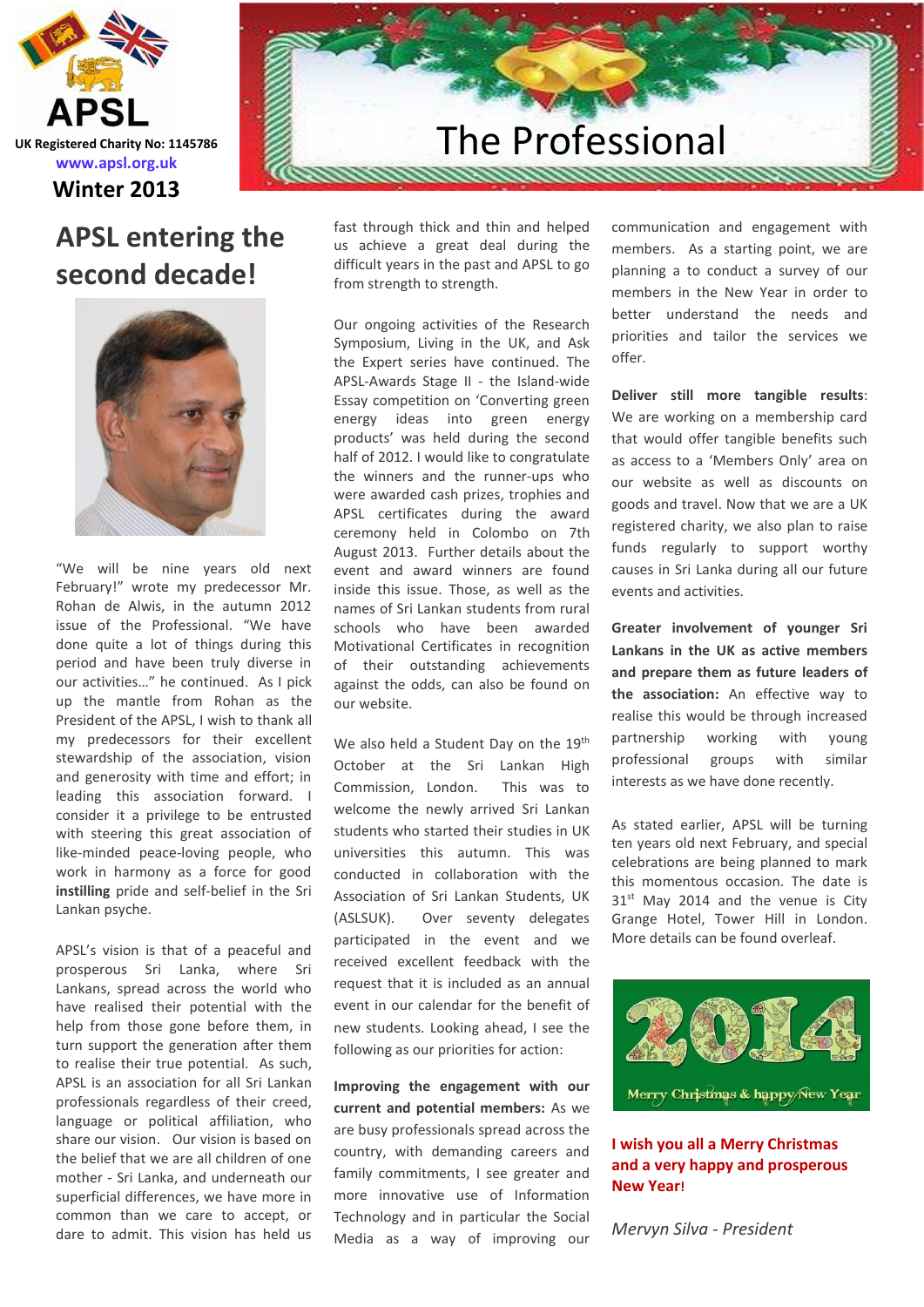APSL

UK Registered Charity No: 1145786

www.apsl.org.uk

Winter 2013

# The Professional

## APSL entering the second decade!

"We will be nine years old next February!" wrote my predecessor Mr. Rohan de Alwis, in the autumn 2012 issue of the Professional. "We have done quite a lot of things during this period and have been truly diverse in our activities…" he continued. As I pick up the mantle from Rohan as the President of the APSL, I wish to thank all my predecessors for their excellent stewardship of the association, vision and generosity with time and effort; in leading this association forward. I consider it a privilege to be entrusted with steering this great association of like-minded peace-loving people, who work in harmony as a force for good **instilling** pride and self-belief in the Sri Lankan psyche.

APSL's vision is that of a peaceful and prosperous Sri Lanka, where Sri Lankans, spread across the world who have realised their potential with the help from those gone before them, in turn support the generation after them to realise their true potential. As such, APSL is an association for all Sri Lankan professionals regardless of their creed, language or political affiliation, who share our vision. Our vision is based on the belief that we are all children of one mother - Sri Lanka, and underneath our superficial differences, we have more in common than we care to accept, or dare to admit. This vision has held us fast through thick and thin and helped us achieve a great deal during the difficult years in the past and APSL to go from strength to strength.

Our ongoing activities of the Research Symposium, Living in the UK, and Ask the Expert series have continued. The APSL-Awards Stage II - the Island-wide Essay competition on 'Converting green energy ideas into green energy products' was held during the second half of 2012. I would like to congratulate the winners and the runner-ups who were awarded cash prizes, trophies and APSL certificates during the award ceremony held in Colombo on 7th August 2013. Further details about the event and award winners are found inside this issue. Those, as well as the names of Sri Lankan students from rural schools who have been awarded Motivational Certificates in recognition of their outstanding achievements against the odds, can also be found on our website.

We also held a Student Day on the 19th October at the Sri Lankan High Commission, London. This was to welcome the newly arrived Sri Lankan students who started their studies in UK universities this autumn. This was conducted in collaboration with the Association of Sri Lankan Students, UK (ASLSUK). Over seventy delegates participated in the event and we received excellent feedback with the request that it is included as an annual event in our calendar for the benefit of new students. Looking ahead, I see the following as our priorities for action:

**Improving the engagement with our current and potential members:** As we are busy professionals spread across the country, with demanding careers and family commitments, I see greater and more innovative use of Information Technology and in particular the Social Media as a way of improving our communication and engagement with members. As a starting point, we are planning a to conduct a survey of our members in the New Year in order to better understand the needs and priorities and tailor the services we offer.

**Deliver still more tangible results**: We are working on a membership card that would offer tangible benefits such as access to a 'Members Only' area on our website as well as discounts on goods and travel. Now that we are a UK registered charity, we also plan to raise funds regularly to support worthy causes in Sri Lanka during all our future events and activities.

**Greater involvement of younger Sri Lankans in the UK as active members and prepare them as future leaders of the association:** An effective way to realise this would be through increased partnership working with young professional groups with similar interests as we have done recently.

As stated earlier, APSL will be turning ten years old next February, and special celebrations are being planned to mark this momentous occasion. The date is 31st May 2014 and the venue is City Grange Hotel, Tower Hill in London. More details can be found overleaf.

2014 Merry Christmas & happy New Year

**I wish you all a Merry Christmas and a very happy and prosperous New Year!**

*Mervyn Silva - President*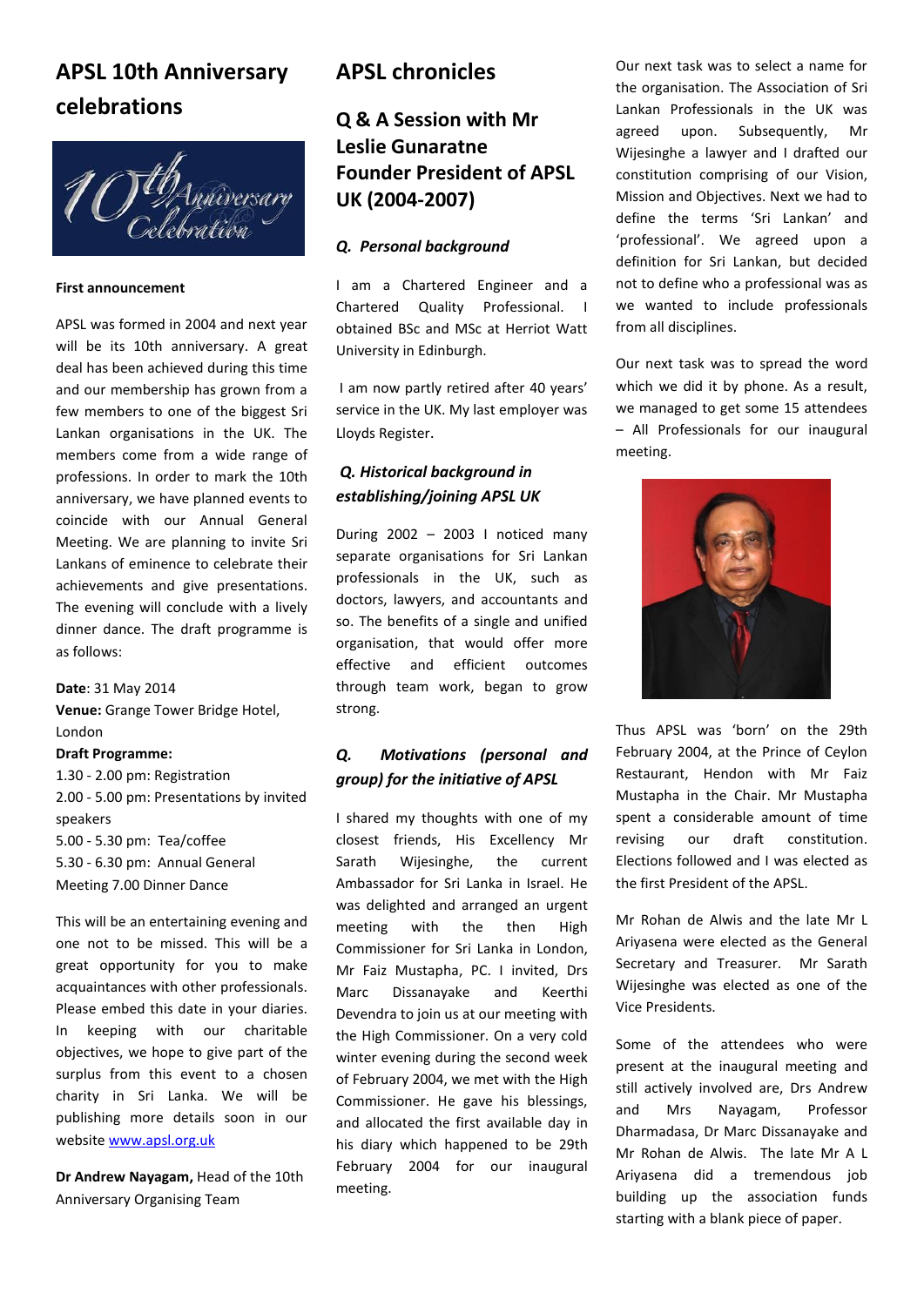## APSL 10th Anniversary celebrations

**First announcement**

APSL was formed in 2004 and next year will be its 10th anniversary. A great deal has been achieved during this time and our membership has grown from a few members to one of the biggest Sri Lankan organisations in the UK. The members come from a wide range of professions. In order to mark the 10th anniversary, we have planned events to coincide with our Annual General Meeting. We are planning to invite Sri Lankans of eminence to celebrate their achievements and give presentations. The evening will conclude with a lively dinner dance. The draft programme is as follows:

**Date**: 31 May 2014
**Venue:** Grange Tower Bridge Hotel, London
**Draft Programme:**
1.30 - 2.00 pm: Registration
2.00 - 5.00 pm: Presentations by invited speakers
5.00 - 5.30 pm: Tea/coffee
5.30 - 6.30 pm: Annual General Meeting 7.00 Dinner Dance

This will be an entertaining evening and one not to be missed. This will be a great opportunity for you to make acquaintances with other professionals. Please embed this date in your diaries. In keeping with our charitable objectives, we hope to give part of the surplus from this event to a chosen charity in Sri Lanka. We will be publishing more details soon in our website www.apsl.org.uk

**Dr Andrew Nayagam,** Head of the 10th Anniversary Organising Team

## APSL chronicles

### Q & A Session with Mr Leslie Gunaratne Founder President of APSL UK (2004-2007)

***Q. Personal background***

I am a Chartered Engineer and a Chartered Quality Professional. I obtained BSc and MSc at Herriot Watt University in Edinburgh.

I am now partly retired after 40 years' service in the UK. My last employer was Lloyds Register.

***Q. Historical background in establishing/joining APSL UK***

During 2002 – 2003 I noticed many separate organisations for Sri Lankan professionals in the UK, such as doctors, lawyers, and accountants and so. The benefits of a single and unified organisation, that would offer more effective and efficient outcomes through team work, began to grow strong.

***Q. Motivations (personal and group) for the initiative of APSL***

I shared my thoughts with one of my closest friends, His Excellency Mr Sarath Wijesinghe, the current Ambassador for Sri Lanka in Israel. He was delighted and arranged an urgent meeting with the then High Commissioner for Sri Lanka in London, Mr Faiz Mustapha, PC. I invited, Drs Marc Dissanayake and Keerthi Devendra to join us at our meeting with the High Commissioner. On a very cold winter evening during the second week of February 2004, we met with the High Commissioner. He gave his blessings, and allocated the first available day in his diary which happened to be 29th February 2004 for our inaugural meeting.

Our next task was to select a name for the organisation. The Association of Sri Lankan Professionals in the UK was agreed upon. Subsequently, Mr Wijesinghe a lawyer and I drafted our constitution comprising of our Vision, Mission and Objectives. Next we had to define the terms 'Sri Lankan' and 'professional'. We agreed upon a definition for Sri Lankan, but decided not to define who a professional was as we wanted to include professionals from all disciplines.

Our next task was to spread the word which we did it by phone. As a result, we managed to get some 15 attendees – All Professionals for our inaugural meeting.

Thus APSL was 'born' on the 29th February 2004, at the Prince of Ceylon Restaurant, Hendon with Mr Faiz Mustapha in the Chair. Mr Mustapha spent a considerable amount of time revising our draft constitution. Elections followed and I was elected as the first President of the APSL.

Mr Rohan de Alwis and the late Mr L Ariyasena were elected as the General Secretary and Treasurer. Mr Sarath Wijesinghe was elected as one of the Vice Presidents.

Some of the attendees who were present at the inaugural meeting and still actively involved are, Drs Andrew and Mrs Nayagam, Professor Dharmadasa, Dr Marc Dissanayake and Mr Rohan de Alwis. The late Mr A L Ariyasena did a tremendous job building up the association funds starting with a blank piece of paper.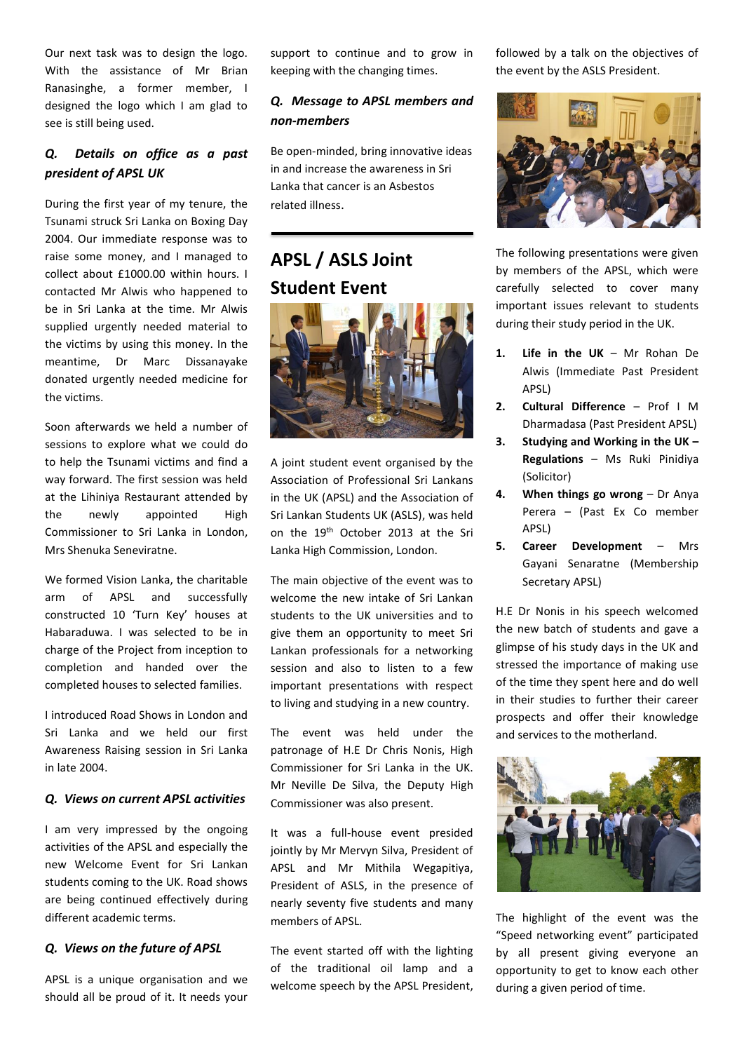Our next task was to design the logo. With the assistance of Mr Brian Ranasinghe, a former member, I designed the logo which I am glad to see is still being used.

***Q. Details on office as a past president of APSL UK***

During the first year of my tenure, the Tsunami struck Sri Lanka on Boxing Day 2004. Our immediate response was to raise some money, and I managed to collect about £1000.00 within hours. I contacted Mr Alwis who happened to be in Sri Lanka at the time. Mr Alwis supplied urgently needed material to the victims by using this money. In the meantime, Dr Marc Dissanayake donated urgently needed medicine for the victims.

Soon afterwards we held a number of sessions to explore what we could do to help the Tsunami victims and find a way forward. The first session was held at the Lihiniya Restaurant attended by the newly appointed High Commissioner to Sri Lanka in London, Mrs Shenuka Seneviratne.

We formed Vision Lanka, the charitable arm of APSL and successfully constructed 10 'Turn Key' houses at Habaraduwa. I was selected to be in charge of the Project from inception to completion and handed over the completed houses to selected families.

I introduced Road Shows in London and Sri Lanka and we held our first Awareness Raising session in Sri Lanka in late 2004.

***Q. Views on current APSL activities***

I am very impressed by the ongoing activities of the APSL and especially the new Welcome Event for Sri Lankan students coming to the UK. Road shows are being continued effectively during different academic terms.

***Q. Views on the future of APSL***

APSL is a unique organisation and we should all be proud of it. It needs your support to continue and to grow in keeping with the changing times.

***Q. Message to APSL members and non-members***

Be open-minded, bring innovative ideas in and increase the awareness in Sri Lanka that cancer is an Asbestos related illness.

## APSL / ASLS Joint Student Event

A joint student event organised by the Association of Professional Sri Lankans in the UK (APSL) and the Association of Sri Lankan Students UK (ASLS), was held on the 19th October 2013 at the Sri Lanka High Commission, London.

The main objective of the event was to welcome the new intake of Sri Lankan students to the UK universities and to give them an opportunity to meet Sri Lankan professionals for a networking session and also to listen to a few important presentations with respect to living and studying in a new country.

The event was held under the patronage of H.E Dr Chris Nonis, High Commissioner for Sri Lanka in the UK. Mr Neville De Silva, the Deputy High Commissioner was also present.

It was a full-house event presided jointly by Mr Mervyn Silva, President of APSL and Mr Mithila Wegapitiya, President of ASLS, in the presence of nearly seventy five students and many members of APSL.

The event started off with the lighting of the traditional oil lamp and a welcome speech by the APSL President, followed by a talk on the objectives of the event by the ASLS President.

The following presentations were given by members of the APSL, which were carefully selected to cover many important issues relevant to students during their study period in the UK.

1. **Life in the UK** – Mr Rohan De Alwis (Immediate Past President APSL)
2. **Cultural Difference** – Prof I M Dharmadasa (Past President APSL)
3. **Studying and Working in the UK – Regulations** – Ms Ruki Pinidiya (Solicitor)
4. **When things go wrong** – Dr Anya Perera – (Past Ex Co member APSL)
5. **Career Development** – Mrs Gayani Senaratne (Membership Secretary APSL)

H.E Dr Nonis in his speech welcomed the new batch of students and gave a glimpse of his study days in the UK and stressed the importance of making use of the time they spent here and do well in their studies to further their career prospects and offer their knowledge and services to the motherland.

The highlight of the event was the "Speed networking event" participated by all present giving everyone an opportunity to get to know each other during a given period of time.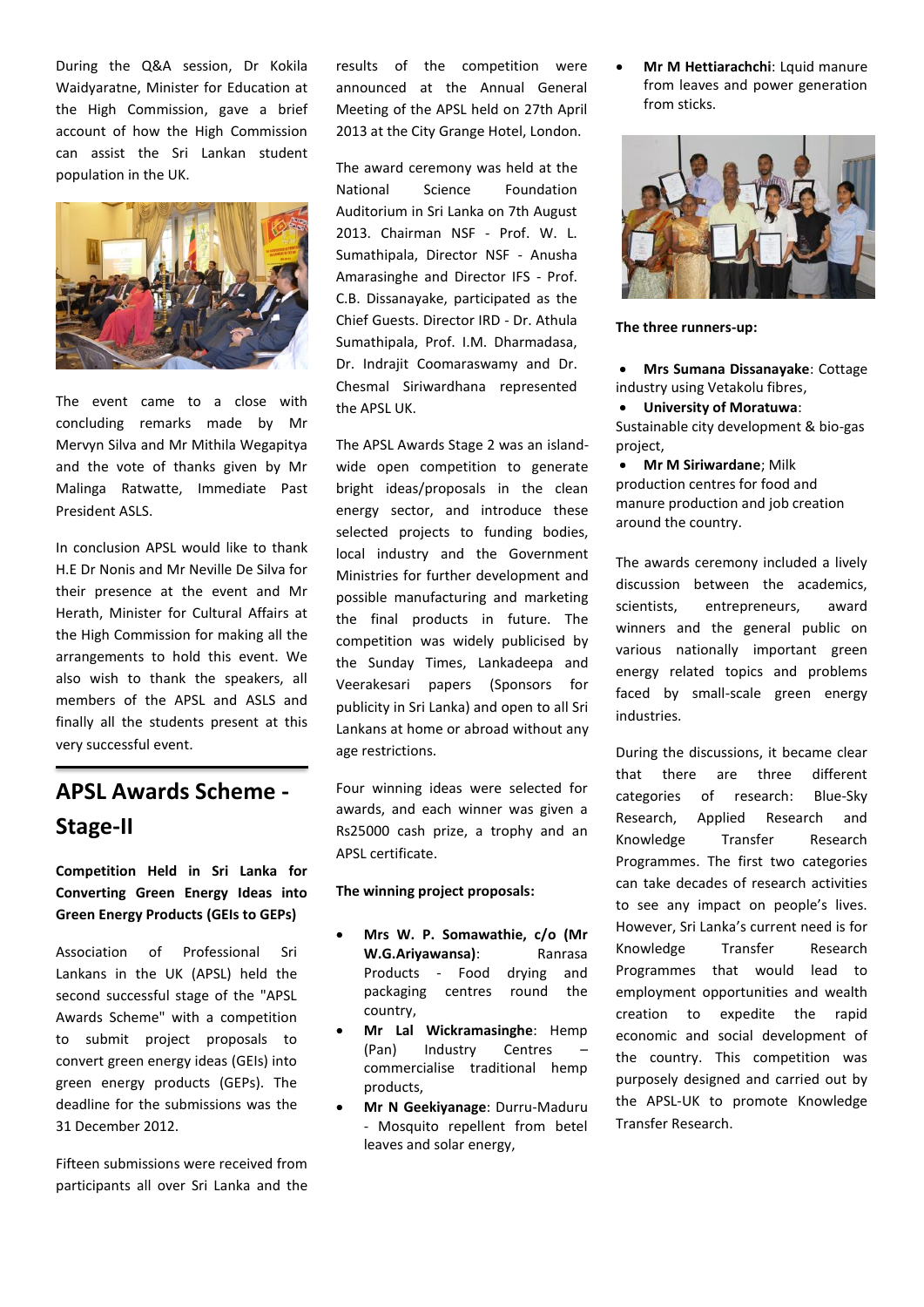During the Q&A session, Dr Kokila Waidyaratne, Minister for Education at the High Commission, gave a brief account of how the High Commission can assist the Sri Lankan student population in the UK.

The event came to a close with concluding remarks made by Mr Mervyn Silva and Mr Mithila Wegapitya and the vote of thanks given by Mr Malinga Ratwatte, Immediate Past President ASLS.

In conclusion APSL would like to thank H.E Dr Nonis and Mr Neville De Silva for their presence at the event and Mr Herath, Minister for Cultural Affairs at the High Commission for making all the arrangements to hold this event. We also wish to thank the speakers, all members of the APSL and ASLS and finally all the students present at this very successful event.

## APSL Awards Scheme - Stage-II

**Competition Held in Sri Lanka for Converting Green Energy Ideas into Green Energy Products (GEIs to GEPs)**

Association of Professional Sri Lankans in the UK (APSL) held the second successful stage of the "APSL Awards Scheme" with a competition to submit project proposals to convert green energy ideas (GEIs) into green energy products (GEPs). The deadline for the submissions was the 31 December 2012.

Fifteen submissions were received from participants all over Sri Lanka and the results of the competition were announced at the Annual General Meeting of the APSL held on 27th April 2013 at the City Grange Hotel, London.

The award ceremony was held at the National Science Foundation Auditorium in Sri Lanka on 7th August 2013. Chairman NSF - Prof. W. L. Sumathipala, Director NSF - Anusha Amarasinghe and Director IFS - Prof. C.B. Dissanayake, participated as the Chief Guests. Director IRD - Dr. Athula Sumathipala, Prof. I.M. Dharmadasa, Dr. Indrajit Coomaraswamy and Dr. Chesmal Siriwardhana represented the APSL UK.

The APSL Awards Stage 2 was an island-wide open competition to generate bright ideas/proposals in the clean energy sector, and introduce these selected projects to funding bodies, local industry and the Government Ministries for further development and possible manufacturing and marketing the final products in future. The competition was widely publicised by the Sunday Times, Lankadeepa and Veerakesari papers (Sponsors for publicity in Sri Lanka) and open to all Sri Lankans at home or abroad without any age restrictions.

Four winning ideas were selected for awards, and each winner was given a Rs25000 cash prize, a trophy and an APSL certificate.

**The winning project proposals:**

- **Mrs W. P. Somawathie, c/o (Mr W.G.Ariyawansa)**: Ranrasa Products - Food drying and packaging centres round the country,
- **Mr Lal Wickramasinghe**: Hemp (Pan) Industry Centres – commercialise traditional hemp products,
- **Mr N Geekiyanage**: Durru-Maduru - Mosquito repellent from betel leaves and solar energy,
- **Mr M Hettiarachchi**: Lquid manure from leaves and power generation from sticks.

**The three runners-up:**

- **Mrs Sumana Dissanayake**: Cottage industry using Vetakolu fibres,
- **University of Moratuwa**: Sustainable city development & bio-gas project,
- **Mr M Siriwardane**; Milk production centres for food and manure production and job creation around the country.

The awards ceremony included a lively discussion between the academics, scientists, entrepreneurs, award winners and the general public on various nationally important green energy related topics and problems faced by small-scale green energy industries.

During the discussions, it became clear that there are three different categories of research: Blue-Sky Research, Applied Research and Knowledge Transfer Research Programmes. The first two categories can take decades of research activities to see any impact on people's lives. However, Sri Lanka's current need is for Knowledge Transfer Research Programmes that would lead to employment opportunities and wealth creation to expedite the rapid economic and social development of the country. This competition was purposely designed and carried out by the APSL-UK to promote Knowledge Transfer Research.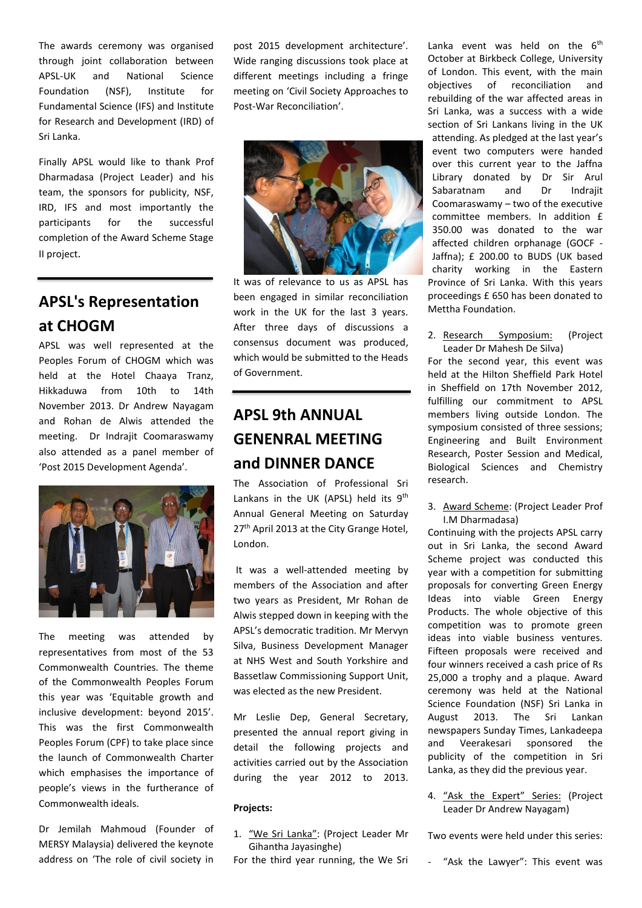The awards ceremony was organised through joint collaboration between APSL-UK and National Science Foundation (NSF), Institute for Fundamental Science (IFS) and Institute for Research and Development (IRD) of Sri Lanka.

Finally APSL would like to thank Prof Dharmadasa (Project Leader) and his team, the sponsors for publicity, NSF, IRD, IFS and most importantly the participants for the successful completion of the Award Scheme Stage II project.

## APSL's Representation at CHOGM

APSL was well represented at the Peoples Forum of CHOGM which was held at the Hotel Chaaya Tranz, Hikkaduwa from 10th to 14th November 2013. Dr Andrew Nayagam and Rohan de Alwis attended the meeting. Dr Indrajit Coomaraswamy also attended as a panel member of 'Post 2015 Development Agenda'.

The meeting was attended by representatives from most of the 53 Commonwealth Countries. The theme of the Commonwealth Peoples Forum this year was 'Equitable growth and inclusive development: beyond 2015'. This was the first Commonwealth Peoples Forum (CPF) to take place since the launch of Commonwealth Charter which emphasises the importance of people's views in the furtherance of Commonwealth ideals.

Dr Jemilah Mahmoud (Founder of MERSY Malaysia) delivered the keynote address on 'The role of civil society in post 2015 development architecture'. Wide ranging discussions took place at different meetings including a fringe meeting on 'Civil Society Approaches to Post-War Reconciliation'.

It was of relevance to us as APSL has been engaged in similar reconciliation work in the UK for the last 3 years. After three days of discussions a consensus document was produced, which would be submitted to the Heads of Government.

## APSL 9th ANNUAL GENENRAL MEETING and DINNER DANCE

The Association of Professional Sri Lankans in the UK (APSL) held its 9th Annual General Meeting on Saturday 27th April 2013 at the City Grange Hotel, London.

It was a well-attended meeting by members of the Association and after two years as President, Mr Rohan de Alwis stepped down in keeping with the APSL's democratic tradition. Mr Mervyn Silva, Business Development Manager at NHS West and South Yorkshire and Bassetlaw Commissioning Support Unit, was elected as the new President.

Mr Leslie Dep, General Secretary, presented the annual report giving in detail the following projects and activities carried out by the Association during the year 2012 to 2013.

**Projects:**

1. "We Sri Lanka": (Project Leader Mr Gihantha Jayasinghe)

For the third year running, the We Sri Lanka event was held on the 6th October at Birkbeck College, University of London. This event, with the main objectives of reconciliation and rebuilding of the war affected areas in Sri Lanka, was a success with a wide section of Sri Lankans living in the UK attending. As pledged at the last year's event two computers were handed over this current year to the Jaffna Library donated by Dr Sir Arul Sabaratnam and Dr Indrajit Coomaraswamy – two of the executive committee members. In addition £ 350.00 was donated to the war affected children orphanage (GOCF - Jaffna); £ 200.00 to BUDS (UK based charity working in the Eastern Province of Sri Lanka. With this years proceedings £ 650 has been donated to Mettha Foundation.

2. Research Symposium: (Project Leader Dr Mahesh De Silva)

For the second year, this event was held at the Hilton Sheffield Park Hotel in Sheffield on 17th November 2012, fulfilling our commitment to APSL members living outside London. The symposium consisted of three sessions; Engineering and Built Environment Research, Poster Session and Medical, Biological Sciences and Chemistry research.

3. Award Scheme: (Project Leader Prof I.M Dharmadasa)

Continuing with the projects APSL carry out in Sri Lanka, the second Award Scheme project was conducted this year with a competition for submitting proposals for converting Green Energy Ideas into viable Green Energy Products. The whole objective of this competition was to promote green ideas into viable business ventures. Fifteen proposals were received and four winners received a cash price of Rs 25,000 a trophy and a plaque. Award ceremony was held at the National Science Foundation (NSF) Sri Lanka in August 2013. The Sri Lankan newspapers Sunday Times, Lankadeepa and Veerakesari sponsored the publicity of the competition in Sri Lanka, as they did the previous year.

4. "Ask the Expert" Series: (Project Leader Dr Andrew Nayagam)

Two events were held under this series:

- "Ask the Lawyer": This event was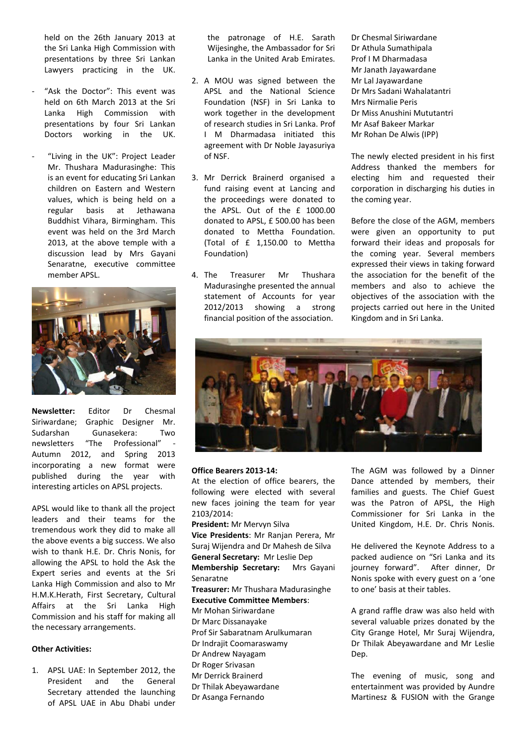held on the 26th January 2013 at the Sri Lanka High Commission with presentations by three Sri Lankan Lawyers practicing in the UK.

- "Ask the Doctor": This event was held on 6th March 2013 at the Sri Lanka High Commission with presentations by four Sri Lankan Doctors working in the UK.

- "Living in the UK": Project Leader Mr. Thushara Madurasinghe: This is an event for educating Sri Lankan children on Eastern and Western values, which is being held on a regular basis at Jethawana Buddhist Vihara, Birmingham. This event was held on the 3rd March 2013, at the above temple with a discussion lead by Mrs Gayani Senaratne, executive committee member APSL.

**Newsletter:** Editor Dr Chesmal Siriwardane; Graphic Designer Mr. Sudarshan Gunasekera: Two newsletters "The Professional" - Autumn 2012, and Spring 2013 incorporating a new format were published during the year with interesting articles on APSL projects.

APSL would like to thank all the project leaders and their teams for the tremendous work they did to make all the above events a big success. We also wish to thank H.E. Dr. Chris Nonis, for allowing the APSL to hold the Ask the Expert series and events at the Sri Lanka High Commission and also to Mr H.M.K.Herath, First Secretary, Cultural Affairs at the Sri Lanka High Commission and his staff for making all the necessary arrangements.

**Other Activities:**

1. APSL UAE: In September 2012, the President and the General Secretary attended the launching of APSL UAE in Abu Dhabi under the patronage of H.E. Sarath Wijesinghe, the Ambassador for Sri Lanka in the United Arab Emirates.

2. A MOU was signed between the APSL and the National Science Foundation (NSF) in Sri Lanka to work together in the development of research studies in Sri Lanka. Prof I M Dharmadasa initiated this agreement with Dr Noble Jayasuriya of NSF.

3. Mr Derrick Brainerd organised a fund raising event at Lancing and the proceedings were donated to the APSL. Out of the £ 1000.00 donated to APSL, £ 500.00 has been donated to Mettha Foundation. (Total of £ 1,150.00 to Mettha Foundation)

4. The Treasurer Mr Thushara Madurasinghe presented the annual statement of Accounts for year 2012/2013 showing a strong financial position of the association.

**Office Bearers 2013-14:**

At the election of office bearers, the following were elected with several new faces joining the team for year 2103/2014:

**President:** Mr Mervyn Silva

**Vice Presidents**: Mr Ranjan Perera, Mr Suraj Wijendra and Dr Mahesh de Silva

**General Secretary:** Mr Leslie Dep

**Membership Secretary:** Mrs Gayani Senaratne

**Treasurer:** Mr Thushara Madurasinghe

**Executive Committee Members**:

Mr Mohan Siriwardane
Dr Marc Dissanayake
Prof Sir Sabaratnam Arulkumaran
Dr Indrajit Coomaraswamy
Dr Andrew Nayagam
Dr Roger Srivasan
Mr Derrick Brainerd
Dr Thilak Abeyawardane
Dr Asanga Fernando
Dr Chesmal Siriwardane
Dr Athula Sumathipala
Prof I M Dharmadasa
Mr Janath Jayawardane
Mr Lal Jayawardane
Dr Mrs Sadani Wahalatantri
Mrs Nirmalie Peris
Dr Miss Anushini Mututantri
Mr Asaf Bakeer Markar
Mr Rohan De Alwis (IPP)

The newly elected president in his first Address thanked the members for electing him and requested their corporation in discharging his duties in the coming year.

Before the close of the AGM, members were given an opportunity to put forward their ideas and proposals for the coming year. Several members expressed their views in taking forward the association for the benefit of the members and also to achieve the objectives of the association with the projects carried out here in the United Kingdom and in Sri Lanka.

The AGM was followed by a Dinner Dance attended by members, their families and guests. The Chief Guest was the Patron of APSL, the High Commissioner for Sri Lanka in the United Kingdom, H.E. Dr. Chris Nonis.

He delivered the Keynote Address to a packed audience on "Sri Lanka and its journey forward". After dinner, Dr Nonis spoke with every guest on a 'one to one' basis at their tables.

A grand raffle draw was also held with several valuable prizes donated by the City Grange Hotel, Mr Suraj Wijendra, Dr Thilak Abeyawardane and Mr Leslie Dep.

The evening of music, song and entertainment was provided by Aundre Martinesz & FUSION with the Grange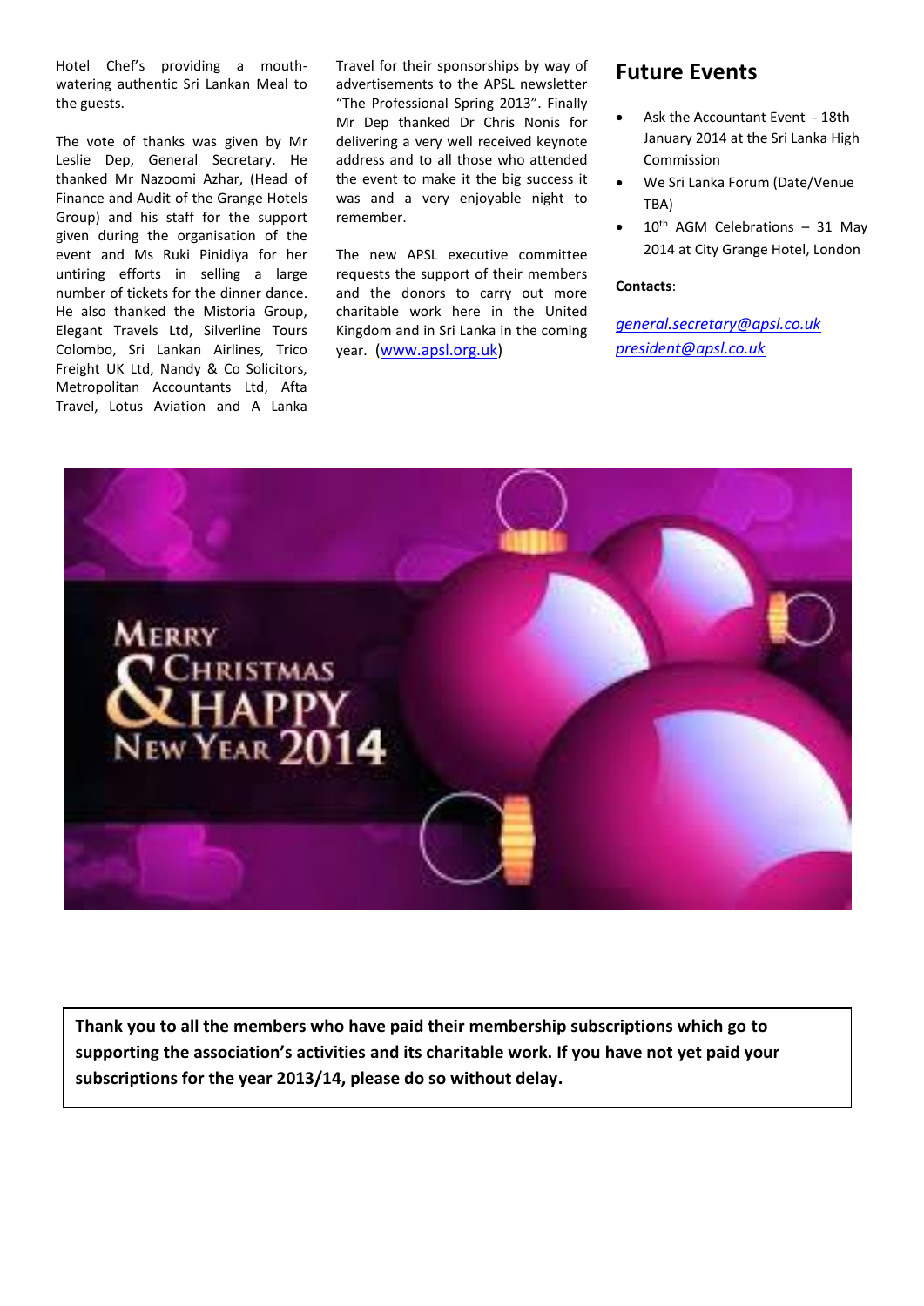Hotel Chef's providing a mouth-watering authentic Sri Lankan Meal to the guests.

The vote of thanks was given by Mr Leslie Dep, General Secretary. He thanked Mr Nazoomi Azhar, (Head of Finance and Audit of the Grange Hotels Group) and his staff for the support given during the organisation of the event and Ms Ruki Pinidiya for her untiring efforts in selling a large number of tickets for the dinner dance. He also thanked the Mistoria Group, Elegant Travels Ltd, Silverline Tours Colombo, Sri Lankan Airlines, Trico Freight UK Ltd, Nandy & Co Solicitors, Metropolitan Accountants Ltd, Afta Travel, Lotus Aviation and A Lanka Travel for their sponsorships by way of advertisements to the APSL newsletter "The Professional Spring 2013". Finally Mr Dep thanked Dr Chris Nonis for delivering a very well received keynote address and to all those who attended the event to make it the big success it was and a very enjoyable night to remember.

The new APSL executive committee requests the support of their members and the donors to carry out more charitable work here in the United Kingdom and in Sri Lanka in the coming year. (www.apsl.org.uk)

## Future Events

- Ask the Accountant Event - 18th January 2014 at the Sri Lanka High Commission
- We Sri Lanka Forum (Date/Venue TBA)
- 10th AGM Celebrations – 31 May 2014 at City Grange Hotel, London

**Contacts**:

*general.secretary@apsl.co.uk*
*president@apsl.co.uk*

Merry Christmas & Happy New Year 2014

**Thank you to all the members who have paid their membership subscriptions which go to supporting the association's activities and its charitable work. If you have not yet paid your subscriptions for the year 2013/14, please do so without delay.**